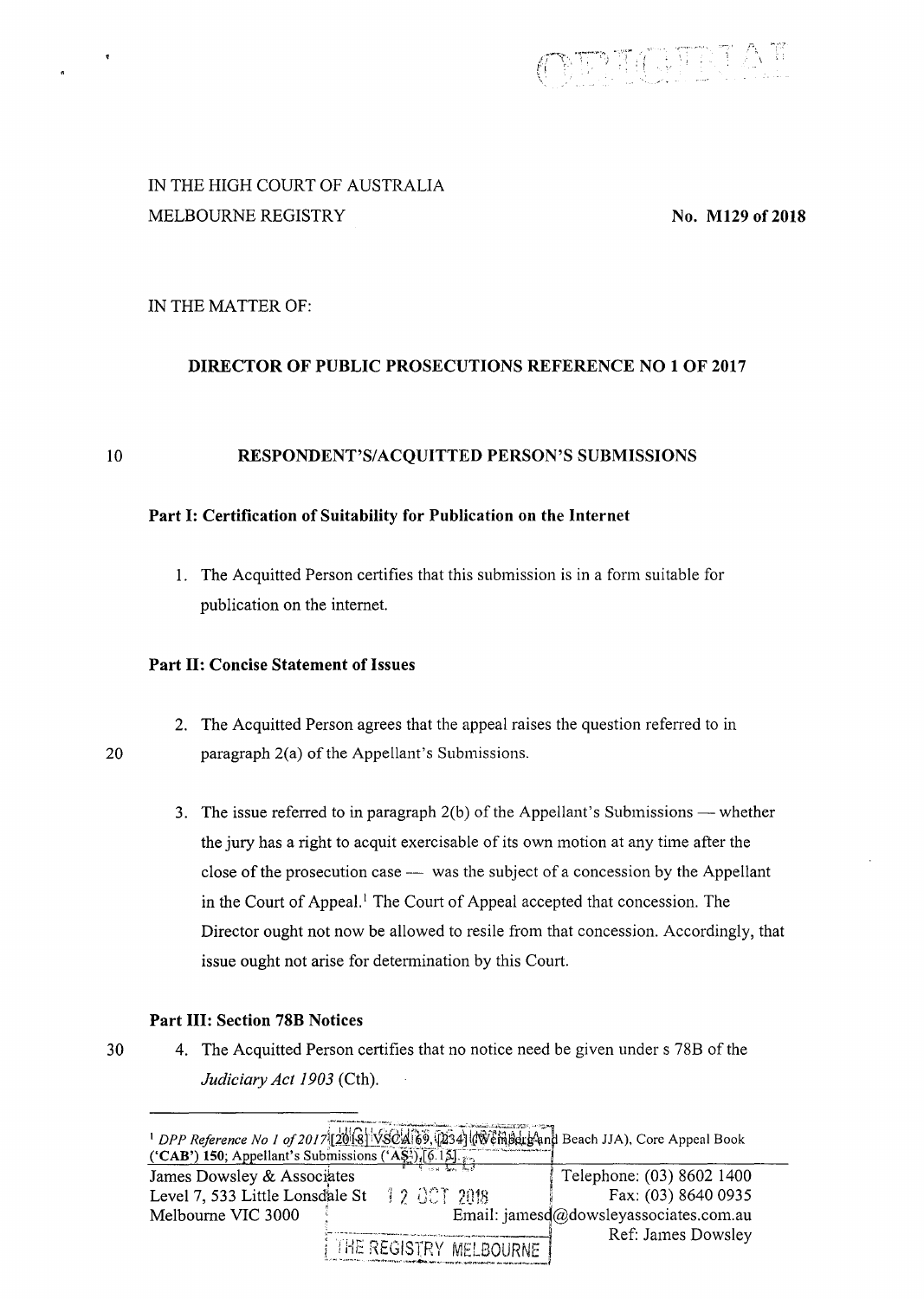IN THE HIGH COURT OF AUSTRALIA
MELBOURNE REGISTRY

**No. M129 of 2018**

IN THE MATTER OF:

**DIRECTOR OF PUBLIC PROSECUTIONS REFERENCE NO 1 OF 2017**

**RESPONDENT'S/ACQUITTED PERSON'S SUBMISSIONS**

**Part I: Certification of Suitability for Publication on the Internet**

1. The Acquitted Person certifies that this submission is in a form suitable for publication on the internet.

**Part II: Concise Statement of Issues**

2. The Acquitted Person agrees that the appeal raises the question referred to in paragraph 2(a) of the Appellant's Submissions.

3. The issue referred to in paragraph 2(b) of the Appellant's Submissions — whether the jury has a right to acquit exercisable of its own motion at any time after the close of the prosecution case — was the subject of a concession by the Appellant in the Court of Appeal.[1] The Court of Appeal accepted that concession. The Director ought not now be allowed to resile from that concession. Accordingly, that issue ought not arise for determination by this Court.

**Part III: Section 78B Notices**

4. The Acquitted Person certifies that no notice need be given under s 78B of the *Judiciary Act 1903* (Cth).

---

[1] *DPP Reference No 1 of 2017* [2018] VSCA 69, [234] (Weinberg and Beach JJA), Core Appeal Book ('**CAB**') **150**; Appellant's Submissions ('**AS**'), [6.15].

James Dowsley & Associates
Level 7, 533 Little Lonsdale St
Melbourne VIC 3000

Telephone: (03) 8602 1400
Fax: (03) 8640 0935
Email: jamesd@dowsleyassociates.com.au
Ref: James Dowsley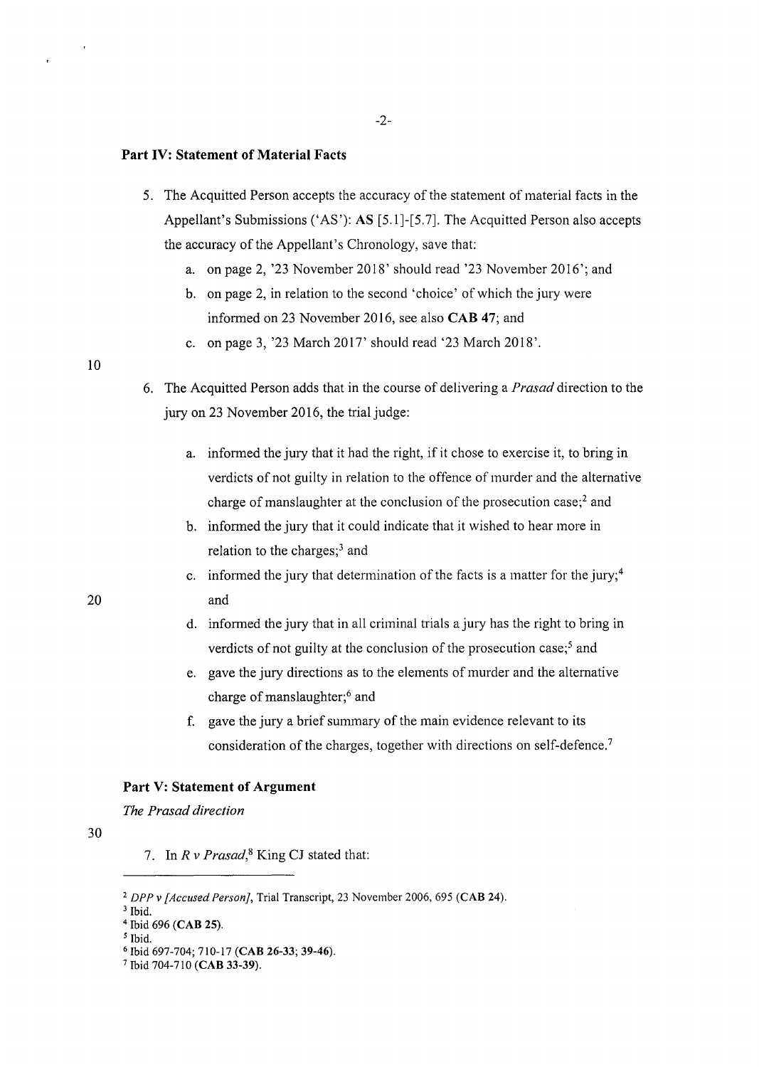## Part IV: Statement of Material Facts

5. The Acquitted Person accepts the accuracy of the statement of material facts in the Appellant's Submissions ('AS'): **AS** [5.1]-[5.7]. The Acquitted Person also accepts the accuracy of the Appellant's Chronology, save that:
   a. on page 2, '23 November 2018' should read '23 November 2016'; and
   b. on page 2, in relation to the second 'choice' of which the jury were informed on 23 November 2016, see also **CAB 47**; and
   c. on page 3, '23 March 2017' should read '23 March 2018'.

6. The Acquitted Person adds that in the course of delivering a *Prasad* direction to the jury on 23 November 2016, the trial judge:
   a. informed the jury that it had the right, if it chose to exercise it, to bring in verdicts of not guilty in relation to the offence of murder and the alternative charge of manslaughter at the conclusion of the prosecution case;[2] and
   b. informed the jury that it could indicate that it wished to hear more in relation to the charges;[3] and
   c. informed the jury that determination of the facts is a matter for the jury;[4] and
   d. informed the jury that in all criminal trials a jury has the right to bring in verdicts of not guilty at the conclusion of the prosecution case;[5] and
   e. gave the jury directions as to the elements of murder and the alternative charge of manslaughter;[6] and
   f. gave the jury a brief summary of the main evidence relevant to its consideration of the charges, together with directions on self-defence.[7]

## Part V: Statement of Argument

*The Prasad direction*

7. In *R v Prasad*,[8] King CJ stated that:

---

[2] *DPP v [Accused Person]*, Trial Transcript, 23 November 2006, 695 (**CAB 24**).

[3] Ibid.

[4] Ibid 696 (**CAB 25**).

[5] Ibid.

[6] Ibid 697-704; 710-17 (**CAB 26-33; 39-46**).

[7] Ibid 704-710 (**CAB 33-39**).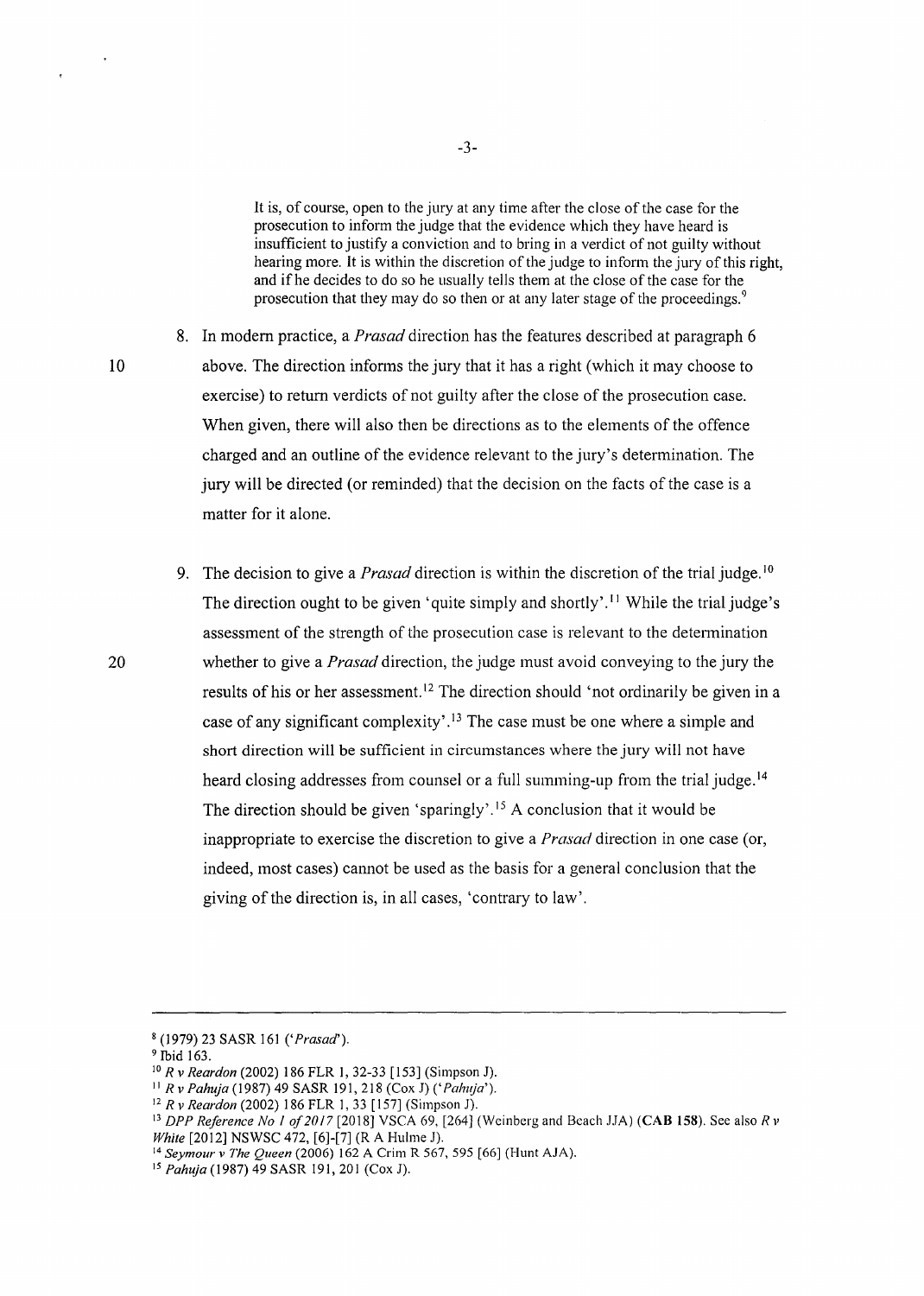> It is, of course, open to the jury at any time after the close of the case for the prosecution to inform the judge that the evidence which they have heard is insufficient to justify a conviction and to bring in a verdict of not guilty without hearing more. It is within the discretion of the judge to inform the jury of this right, and if he decides to do so he usually tells them at the close of the case for the prosecution that they may do so then or at any later stage of the proceedings.[9]

8. In modern practice, a *Prasad* direction has the features described at paragraph 6 above. The direction informs the jury that it has a right (which it may choose to exercise) to return verdicts of not guilty after the close of the prosecution case. When given, there will also then be directions as to the elements of the offence charged and an outline of the evidence relevant to the jury's determination. The jury will be directed (or reminded) that the decision on the facts of the case is a matter for it alone.

9. The decision to give a *Prasad* direction is within the discretion of the trial judge.[10] The direction ought to be given 'quite simply and shortly'.[11] While the trial judge's assessment of the strength of the prosecution case is relevant to the determination whether to give a *Prasad* direction, the judge must avoid conveying to the jury the results of his or her assessment.[12] The direction should 'not ordinarily be given in a case of any significant complexity'.[13] The case must be one where a simple and short direction will be sufficient in circumstances where the jury will not have heard closing addresses from counsel or a full summing-up from the trial judge.[14] The direction should be given 'sparingly'.[15] A conclusion that it would be inappropriate to exercise the discretion to give a *Prasad* direction in one case (or, indeed, most cases) cannot be used as the basis for a general conclusion that the giving of the direction is, in all cases, 'contrary to law'.

---

[8] (1979) 23 SASR 161 ('*Prasad*').

[9] Ibid 163.

[10] *R v Reardon* (2002) 186 FLR 1, 32-33 [153] (Simpson J).

[11] *R v Pahuja* (1987) 49 SASR 191, 218 (Cox J) ('*Pahuja*').

[12] *R v Reardon* (2002) 186 FLR 1, 33 [157] (Simpson J).

[13] *DPP Reference No 1 of 2017* [2018] VSCA 69, [264] (Weinberg and Beach JJA) (**CAB 158**). See also *R v White* [2012] NSWSC 472, [6]-[7] (R A Hulme J).

[14] *Seymour v The Queen* (2006) 162 A Crim R 567, 595 [66] (Hunt AJA).

[15] *Pahuja* (1987) 49 SASR 191, 201 (Cox J).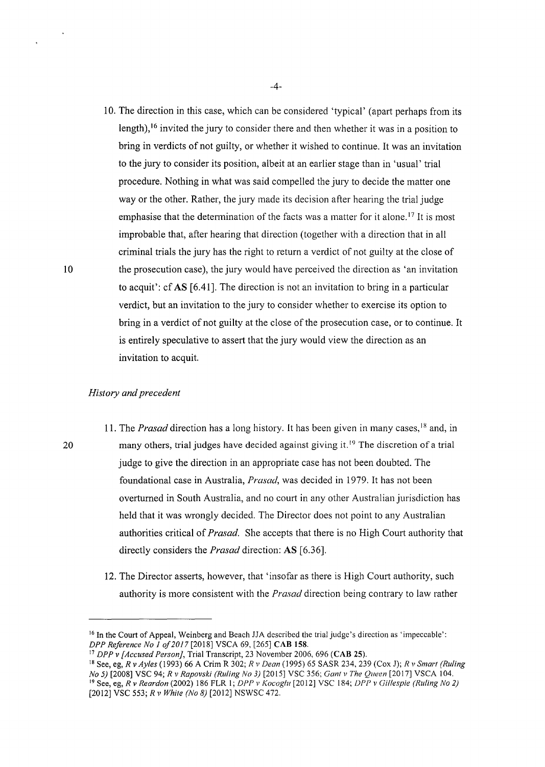10. The direction in this case, which can be considered 'typical' (apart perhaps from its length),[16] invited the jury to consider there and then whether it was in a position to bring in verdicts of not guilty, or whether it wished to continue. It was an invitation to the jury to consider its position, albeit at an earlier stage than in 'usual' trial procedure. Nothing in what was said compelled the jury to decide the matter one way or the other. Rather, the jury made its decision after hearing the trial judge emphasise that the determination of the facts was a matter for it alone.[17] It is most improbable that, after hearing that direction (together with a direction that in all criminal trials the jury has the right to return a verdict of not guilty at the close of the prosecution case), the jury would have perceived the direction as 'an invitation to acquit': cf **AS** [6.41]. The direction is not an invitation to bring in a particular verdict, but an invitation to the jury to consider whether to exercise its option to bring in a verdict of not guilty at the close of the prosecution case, or to continue. It is entirely speculative to assert that the jury would view the direction as an invitation to acquit.

### *History and precedent*

11. The *Prasad* direction has a long history. It has been given in many cases,[18] and, in many others, trial judges have decided against giving it.[19] The discretion of a trial judge to give the direction in an appropriate case has not been doubted. The foundational case in Australia, *Prasad*, was decided in 1979. It has not been overturned in South Australia, and no court in any other Australian jurisdiction has held that it was wrongly decided. The Director does not point to any Australian authorities critical of *Prasad*. She accepts that there is no High Court authority that directly considers the *Prasad* direction: **AS** [6.36].

12. The Director asserts, however, that 'insofar as there is High Court authority, such authority is more consistent with the *Prasad* direction being contrary to law rather

---

[16] In the Court of Appeal, Weinberg and Beach JJA described the trial judge's direction as 'impeccable': *DPP Reference No 1 of 2017* [2018] VSCA 69, [265] **CAB 158**.

[17] *DPP v [Accused Person]*, Trial Transcript, 23 November 2006, 696 (**CAB 25**).

[18] See, eg, *R v Ayles* (1993) 66 A Crim R 302; *R v Dean* (1995) 65 SASR 234, 239 (Cox J); *R v Smart (Ruling No 5)* [2008] VSC 94; *R v Rapovski (Ruling No 3)* [2015] VSC 356; *Gant v The Queen* [2017] VSCA 104.

[19] See, eg, *R v Reardon* (2002) 186 FLR 1; *DPP v Kocoglu* [2012] VSC 184; *DPP v Gillespie (Ruling No 2)* [2012] VSC 553; *R v White (No 8)* [2012] NSWSC 472.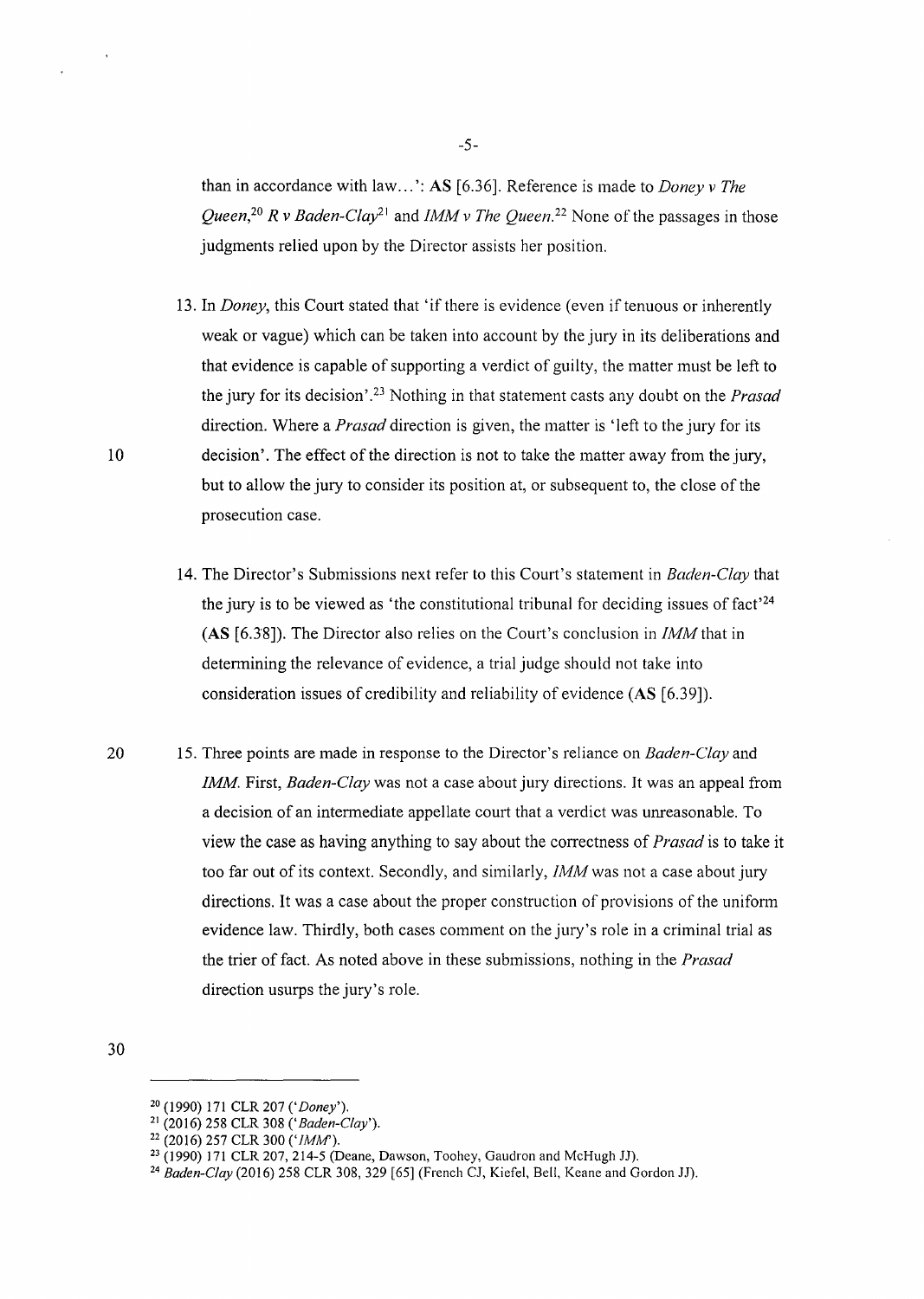than in accordance with law...': **AS** [6.36]. Reference is made to *Doney v The Queen*,[20] *R v Baden-Clay*[21] and *IMM v The Queen*.[22] None of the passages in those judgments relied upon by the Director assists her position.

13. In *Doney*, this Court stated that 'if there is evidence (even if tenuous or inherently weak or vague) which can be taken into account by the jury in its deliberations and that evidence is capable of supporting a verdict of guilty, the matter must be left to the jury for its decision'.[23] Nothing in that statement casts any doubt on the *Prasad* direction. Where a *Prasad* direction is given, the matter is 'left to the jury for its decision'. The effect of the direction is not to take the matter away from the jury, but to allow the jury to consider its position at, or subsequent to, the close of the prosecution case.

14. The Director's Submissions next refer to this Court's statement in *Baden-Clay* that the jury is to be viewed as 'the constitutional tribunal for deciding issues of fact'[24] (**AS** [6.38]). The Director also relies on the Court's conclusion in *IMM* that in determining the relevance of evidence, a trial judge should not take into consideration issues of credibility and reliability of evidence (**AS** [6.39]).

15. Three points are made in response to the Director's reliance on *Baden-Clay* and *IMM*. First, *Baden-Clay* was not a case about jury directions. It was an appeal from a decision of an intermediate appellate court that a verdict was unreasonable. To view the case as having anything to say about the correctness of *Prasad* is to take it too far out of its context. Secondly, and similarly, *IMM* was not a case about jury directions. It was a case about the proper construction of provisions of the uniform evidence law. Thirdly, both cases comment on the jury's role in a criminal trial as the trier of fact. As noted above in these submissions, nothing in the *Prasad* direction usurps the jury's role.

---

[20] (1990) 171 CLR 207 ('*Doney*').

[21] (2016) 258 CLR 308 ('*Baden-Clay*').

[22] (2016) 257 CLR 300 ('*IMM*').

[23] (1990) 171 CLR 207, 214-5 (Deane, Dawson, Toohey, Gaudron and McHugh JJ).

[24] *Baden-Clay* (2016) 258 CLR 308, 329 [65] (French CJ, Kiefel, Bell, Keane and Gordon JJ).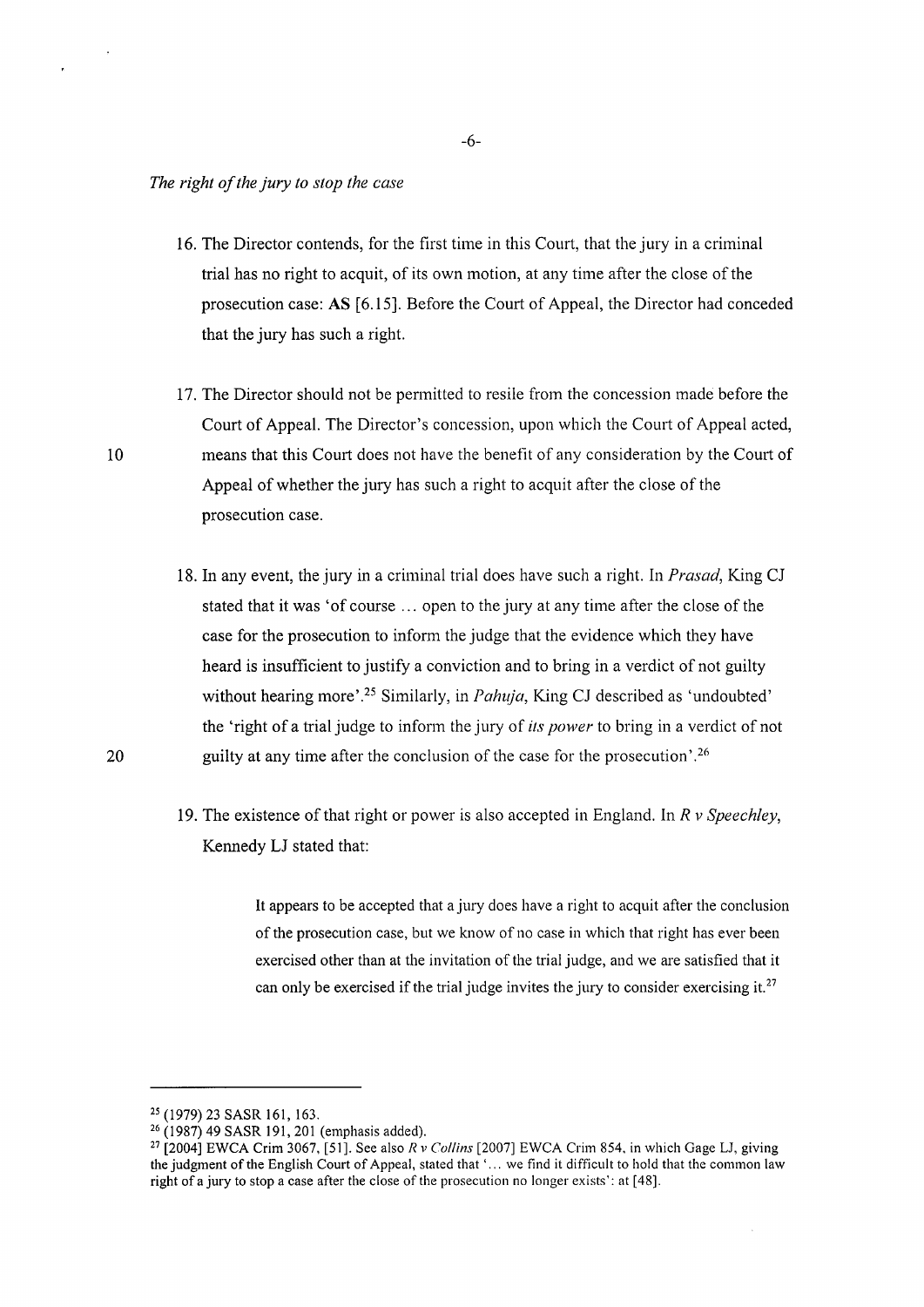*The right of the jury to stop the case*

16. The Director contends, for the first time in this Court, that the jury in a criminal trial has no right to acquit, of its own motion, at any time after the close of the prosecution case: **AS** [6.15]. Before the Court of Appeal, the Director had conceded that the jury has such a right.

17. The Director should not be permitted to resile from the concession made before the Court of Appeal. The Director's concession, upon which the Court of Appeal acted, means that this Court does not have the benefit of any consideration by the Court of Appeal of whether the jury has such a right to acquit after the close of the prosecution case.

18. In any event, the jury in a criminal trial does have such a right. In *Prasad*, King CJ stated that it was 'of course … open to the jury at any time after the close of the case for the prosecution to inform the judge that the evidence which they have heard is insufficient to justify a conviction and to bring in a verdict of not guilty without hearing more'.[25] Similarly, in *Pahuja*, King CJ described as 'undoubted' the 'right of a trial judge to inform the jury of *its power* to bring in a verdict of not guilty at any time after the conclusion of the case for the prosecution'.[26]

19. The existence of that right or power is also accepted in England. In *R v Speechley*, Kennedy LJ stated that:

> It appears to be accepted that a jury does have a right to acquit after the conclusion of the prosecution case, but we know of no case in which that right has ever been exercised other than at the invitation of the trial judge, and we are satisfied that it can only be exercised if the trial judge invites the jury to consider exercising it.[27]

---

[25] (1979) 23 SASR 161, 163.

[26] (1987) 49 SASR 191, 201 (emphasis added).

[27] [2004] EWCA Crim 3067, [51]. See also *R v Collins* [2007] EWCA Crim 854, in which Gage LJ, giving the judgment of the English Court of Appeal, stated that '… we find it difficult to hold that the common law right of a jury to stop a case after the close of the prosecution no longer exists': at [48].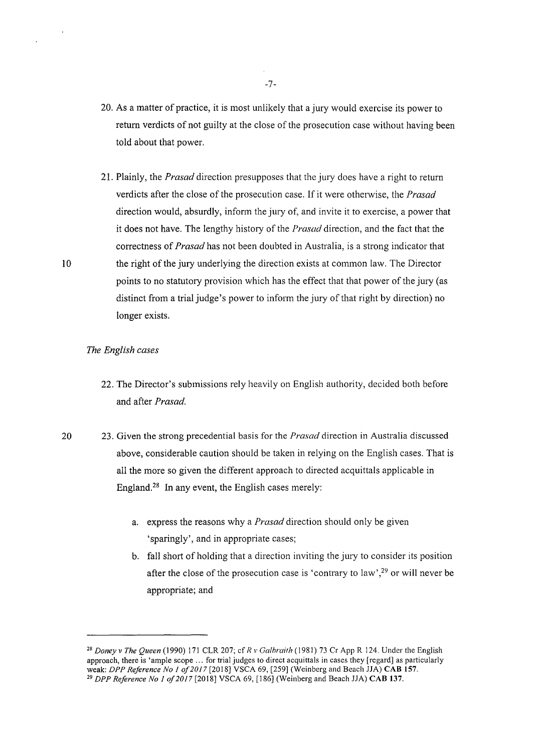20. As a matter of practice, it is most unlikely that a jury would exercise its power to return verdicts of not guilty at the close of the prosecution case without having been told about that power.

21. Plainly, the *Prasad* direction presupposes that the jury does have a right to return verdicts after the close of the prosecution case. If it were otherwise, the *Prasad* direction would, absurdly, inform the jury of, and invite it to exercise, a power that it does not have. The lengthy history of the *Prasad* direction, and the fact that the correctness of *Prasad* has not been doubted in Australia, is a strong indicator that the right of the jury underlying the direction exists at common law. The Director points to no statutory provision which has the effect that that power of the jury (as distinct from a trial judge's power to inform the jury of that right by direction) no longer exists.

*The English cases*

22. The Director's submissions rely heavily on English authority, decided both before and after *Prasad.*

23. Given the strong precedential basis for the *Prasad* direction in Australia discussed above, considerable caution should be taken in relying on the English cases. That is all the more so given the different approach to directed acquittals applicable in England.[28] In any event, the English cases merely:

    a. express the reasons why a *Prasad* direction should only be given 'sparingly', and in appropriate cases;

    b. fall short of holding that a direction inviting the jury to consider its position after the close of the prosecution case is 'contrary to law',[29] or will never be appropriate; and

---

[28] *Doney v The Queen* (1990) 171 CLR 207; cf *R v Galbraith* (1981) 73 Cr App R 124. Under the English approach, there is 'ample scope … for trial judges to direct acquittals in cases they [regard] as particularly weak: *DPP Reference No 1 of 2017* [2018] VSCA 69, [259] (Weinberg and Beach JJA) **CAB 157**.

[29] *DPP Reference No 1 of 2017* [2018] VSCA 69, [186] (Weinberg and Beach JJA) **CAB 137**.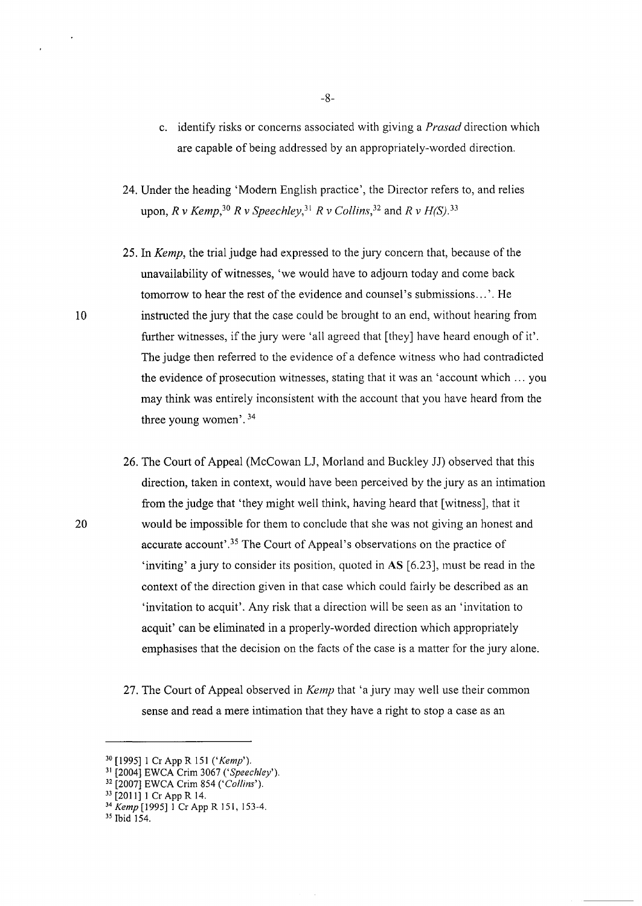c. identify risks or concerns associated with giving a *Prasad* direction which are capable of being addressed by an appropriately-worded direction.

24. Under the heading 'Modern English practice', the Director refers to, and relies upon, *R v Kemp*,[30] *R v Speechley*,[31] *R v Collins*,[32] and *R v H(S)*.[33]

25. In *Kemp*, the trial judge had expressed to the jury concern that, because of the unavailability of witnesses, 'we would have to adjourn today and come back tomorrow to hear the rest of the evidence and counsel's submissions…'. He instructed the jury that the case could be brought to an end, without hearing from further witnesses, if the jury were 'all agreed that [they] have heard enough of it'. The judge then referred to the evidence of a defence witness who had contradicted the evidence of prosecution witnesses, stating that it was an 'account which … you may think was entirely inconsistent with the account that you have heard from the three young women'.[34]

26. The Court of Appeal (McCowan LJ, Morland and Buckley JJ) observed that this direction, taken in context, would have been perceived by the jury as an intimation from the judge that 'they might well think, having heard that [witness], that it would be impossible for them to conclude that she was not giving an honest and accurate account'.[35] The Court of Appeal's observations on the practice of 'inviting' a jury to consider its position, quoted in **AS** [6.23], must be read in the context of the direction given in that case which could fairly be described as an 'invitation to acquit'. Any risk that a direction will be seen as an 'invitation to acquit' can be eliminated in a properly-worded direction which appropriately emphasises that the decision on the facts of the case is a matter for the jury alone.

27. The Court of Appeal observed in *Kemp* that 'a jury may well use their common sense and read a mere intimation that they have a right to stop a case as an

---

[30] [1995] 1 Cr App R 151 ('*Kemp*').
[31] [2004] EWCA Crim 3067 ('*Speechley*').
[32] [2007] EWCA Crim 854 ('*Collins*').
[33] [2011] 1 Cr App R 14.
[34] *Kemp* [1995] 1 Cr App R 151, 153-4.
[35] Ibid 154.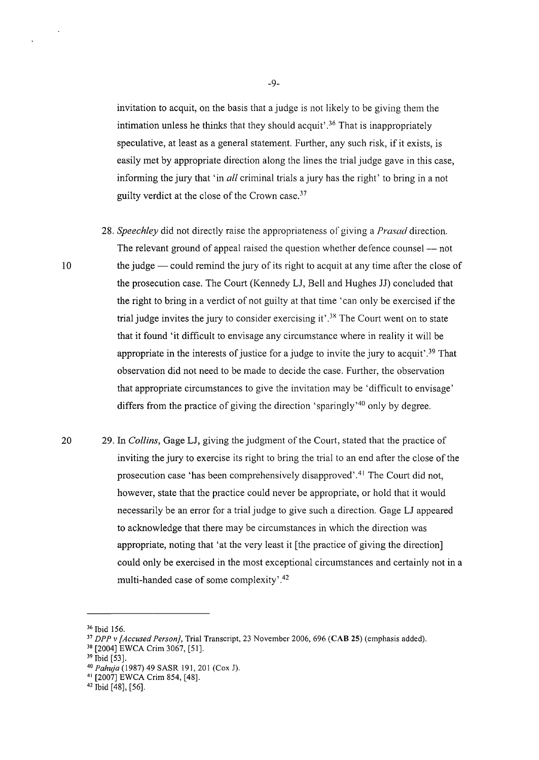invitation to acquit, on the basis that a judge is not likely to be giving them the intimation unless he thinks that they should acquit'.[36] That is inappropriately speculative, at least as a general statement. Further, any such risk, if it exists, is easily met by appropriate direction along the lines the trial judge gave in this case, informing the jury that 'in *all* criminal trials a jury has the right' to bring in a not guilty verdict at the close of the Crown case.[37]

28. *Speechley* did not directly raise the appropriateness of giving a *Prasad* direction. The relevant ground of appeal raised the question whether defence counsel — not the judge — could remind the jury of its right to acquit at any time after the close of the prosecution case. The Court (Kennedy LJ, Bell and Hughes JJ) concluded that the right to bring in a verdict of not guilty at that time 'can only be exercised if the trial judge invites the jury to consider exercising it'.[38] The Court went on to state that it found 'it difficult to envisage any circumstance where in reality it will be appropriate in the interests of justice for a judge to invite the jury to acquit'.[39] That observation did not need to be made to decide the case. Further, the observation that appropriate circumstances to give the invitation may be 'difficult to envisage' differs from the practice of giving the direction 'sparingly'[40] only by degree.

29. In *Collins*, Gage LJ, giving the judgment of the Court, stated that the practice of inviting the jury to exercise its right to bring the trial to an end after the close of the prosecution case 'has been comprehensively disapproved'.[41] The Court did not, however, state that the practice could never be appropriate, or hold that it would necessarily be an error for a trial judge to give such a direction. Gage LJ appeared to acknowledge that there may be circumstances in which the direction was appropriate, noting that 'at the very least it [the practice of giving the direction] could only be exercised in the most exceptional circumstances and certainly not in a multi-handed case of some complexity'.[42]

---

[36] Ibid 156.

[37] *DPP v [Accused Person]*, Trial Transcript, 23 November 2006, 696 (**CAB 25**) (emphasis added).

[38] [2004] EWCA Crim 3067, [51].

[39] Ibid [53].

[40] *Pahuja* (1987) 49 SASR 191, 201 (Cox J).

[41] [2007] EWCA Crim 854, [48].

[42] Ibid [48], [56].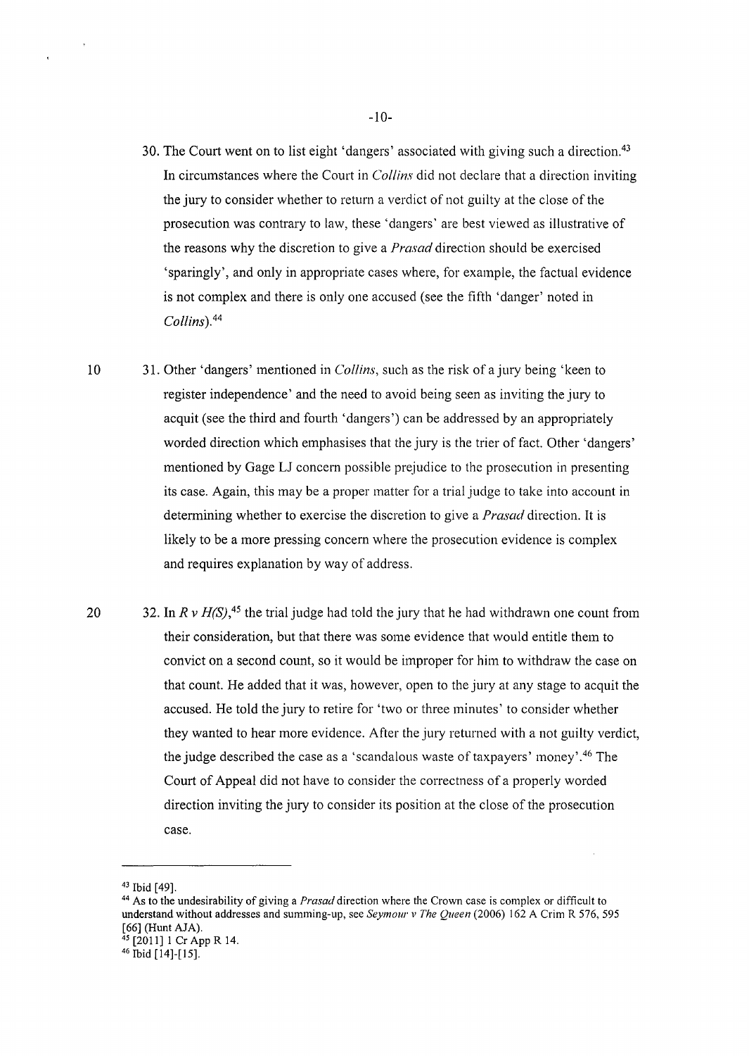30. The Court went on to list eight 'dangers' associated with giving such a direction.[43] In circumstances where the Court in *Collins* did not declare that a direction inviting the jury to consider whether to return a verdict of not guilty at the close of the prosecution was contrary to law, these 'dangers' are best viewed as illustrative of the reasons why the discretion to give a *Prasad* direction should be exercised 'sparingly', and only in appropriate cases where, for example, the factual evidence is not complex and there is only one accused (see the fifth 'danger' noted in *Collins*).[44]

31. Other 'dangers' mentioned in *Collins*, such as the risk of a jury being 'keen to register independence' and the need to avoid being seen as inviting the jury to acquit (see the third and fourth 'dangers') can be addressed by an appropriately worded direction which emphasises that the jury is the trier of fact. Other 'dangers' mentioned by Gage LJ concern possible prejudice to the prosecution in presenting its case. Again, this may be a proper matter for a trial judge to take into account in determining whether to exercise the discretion to give a *Prasad* direction. It is likely to be a more pressing concern where the prosecution evidence is complex and requires explanation by way of address.

32. In *R v H(S)*,[45] the trial judge had told the jury that he had withdrawn one count from their consideration, but that there was some evidence that would entitle them to convict on a second count, so it would be improper for him to withdraw the case on that count. He added that it was, however, open to the jury at any stage to acquit the accused. He told the jury to retire for 'two or three minutes' to consider whether they wanted to hear more evidence. After the jury returned with a not guilty verdict, the judge described the case as a 'scandalous waste of taxpayers' money'.[46] The Court of Appeal did not have to consider the correctness of a properly worded direction inviting the jury to consider its position at the close of the prosecution case.

---

[43] Ibid [49].

[44] As to the undesirability of giving a *Prasad* direction where the Crown case is complex or difficult to understand without addresses and summing-up, see *Seymour v The Queen* (2006) 162 A Crim R 576, 595 [66] (Hunt AJA).

[45] [2011] 1 Cr App R 14.

[46] Ibid [14]-[15].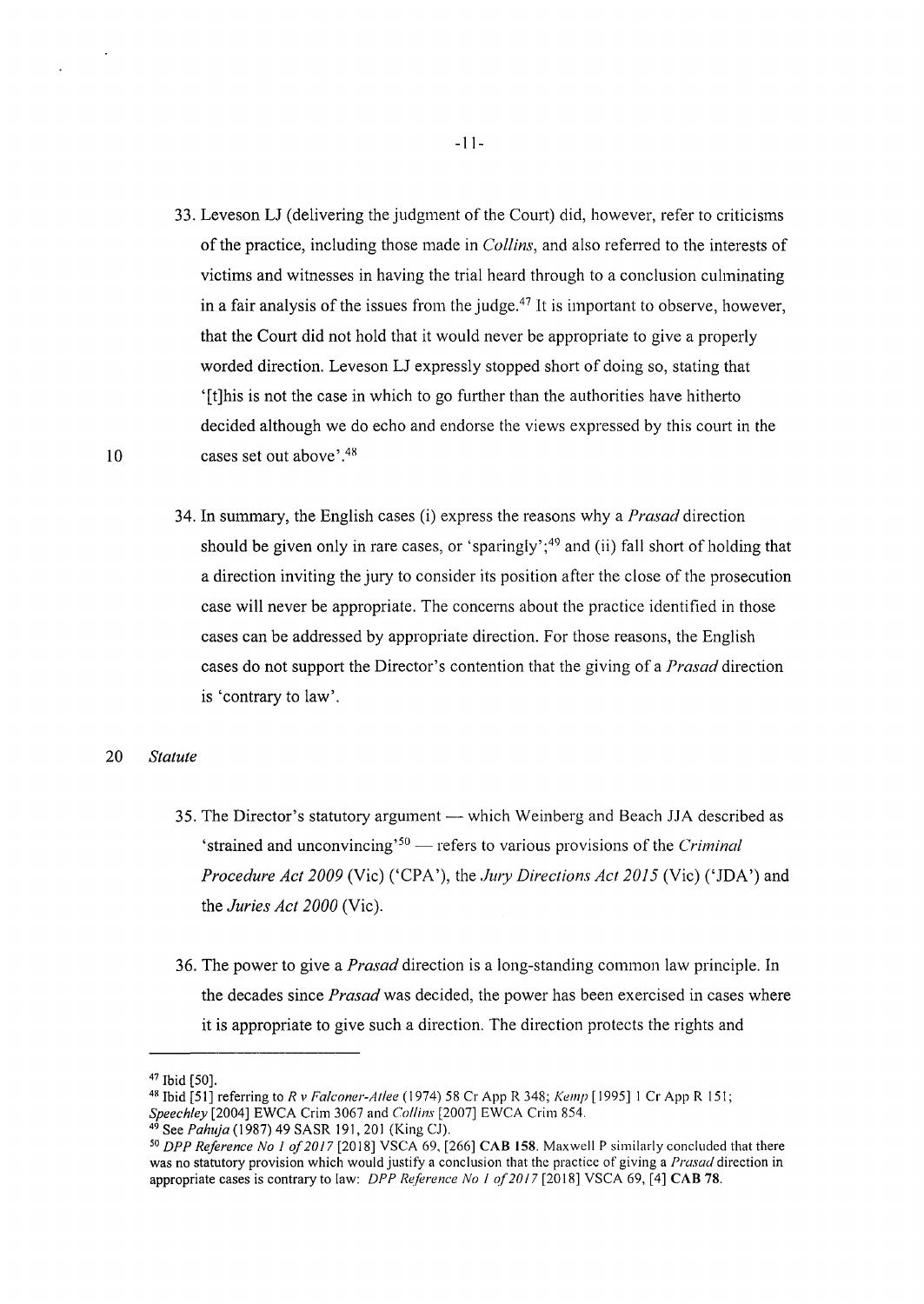33. Leveson LJ (delivering the judgment of the Court) did, however, refer to criticisms of the practice, including those made in *Collins*, and also referred to the interests of victims and witnesses in having the trial heard through to a conclusion culminating in a fair analysis of the issues from the judge.[47] It is important to observe, however, that the Court did not hold that it would never be appropriate to give a properly worded direction. Leveson LJ expressly stopped short of doing so, stating that '[t]his is not the case in which to go further than the authorities have hitherto decided although we do echo and endorse the views expressed by this court in the cases set out above'.[48]

34. In summary, the English cases (i) express the reasons why a *Prasad* direction should be given only in rare cases, or 'sparingly';[49] and (ii) fall short of holding that a direction inviting the jury to consider its position after the close of the prosecution case will never be appropriate. The concerns about the practice identified in those cases can be addressed by appropriate direction. For those reasons, the English cases do not support the Director's contention that the giving of a *Prasad* direction is 'contrary to law'.

*Statute*

35. The Director's statutory argument — which Weinberg and Beach JJA described as 'strained and unconvincing'[50] — refers to various provisions of the *Criminal Procedure Act 2009* (Vic) ('CPA'), the *Jury Directions Act 2015* (Vic) ('JDA') and the *Juries Act 2000* (Vic).

36. The power to give a *Prasad* direction is a long-standing common law principle. In the decades since *Prasad* was decided, the power has been exercised in cases where it is appropriate to give such a direction. The direction protects the rights and

---

[47] Ibid [50].

[48] Ibid [51] referring to *R v Falconer-Atlee* (1974) 58 Cr App R 348; *Kemp* [1995] 1 Cr App R 151; *Speechley* [2004] EWCA Crim 3067 and *Collins* [2007] EWCA Crim 854.

[49] See *Pahuja* (1987) 49 SASR 191, 201 (King CJ).

[50] *DPP Reference No 1 of 2017* [2018] VSCA 69, [266] **CAB 158**. Maxwell P similarly concluded that there was no statutory provision which would justify a conclusion that the practice of giving a *Prasad* direction in appropriate cases is contrary to law: *DPP Reference No 1 of 2017* [2018] VSCA 69, [4] **CAB 78**.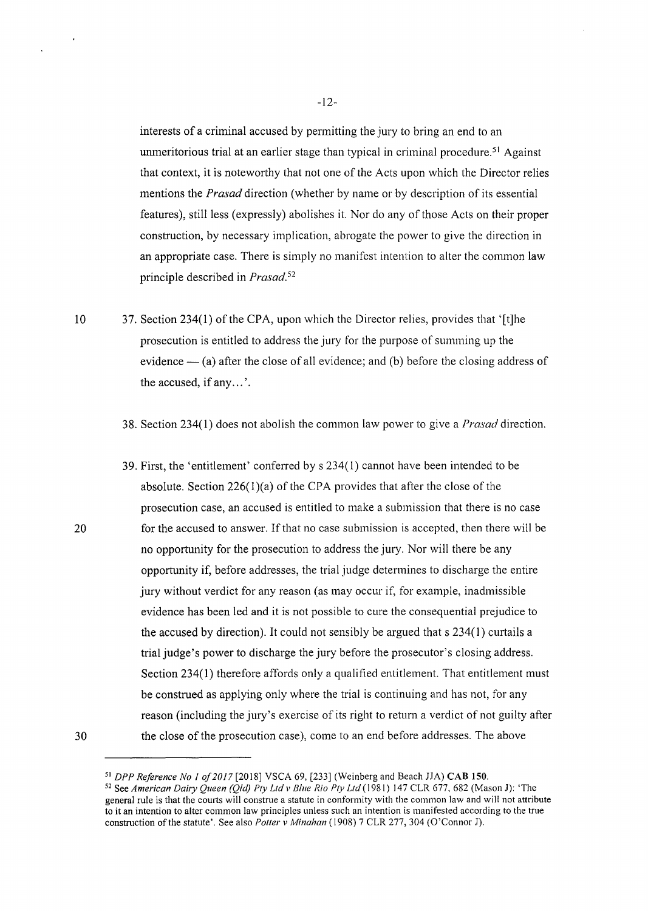interests of a criminal accused by permitting the jury to bring an end to an unmeritorious trial at an earlier stage than typical in criminal procedure.[51] Against that context, it is noteworthy that not one of the Acts upon which the Director relies mentions the *Prasad* direction (whether by name or by description of its essential features), still less (expressly) abolishes it. Nor do any of those Acts on their proper construction, by necessary implication, abrogate the power to give the direction in an appropriate case. There is simply no manifest intention to alter the common law principle described in *Prasad*.[52]

37. Section 234(1) of the CPA, upon which the Director relies, provides that '[t]he prosecution is entitled to address the jury for the purpose of summing up the evidence — (a) after the close of all evidence; and (b) before the closing address of the accused, if any…'.

38. Section 234(1) does not abolish the common law power to give a *Prasad* direction.

39. First, the 'entitlement' conferred by s 234(1) cannot have been intended to be absolute. Section 226(1)(a) of the CPA provides that after the close of the prosecution case, an accused is entitled to make a submission that there is no case for the accused to answer. If that no case submission is accepted, then there will be no opportunity for the prosecution to address the jury. Nor will there be any opportunity if, before addresses, the trial judge determines to discharge the entire jury without verdict for any reason (as may occur if, for example, inadmissible evidence has been led and it is not possible to cure the consequential prejudice to the accused by direction). It could not sensibly be argued that s 234(1) curtails a trial judge's power to discharge the jury before the prosecutor's closing address. Section 234(1) therefore affords only a qualified entitlement. That entitlement must be construed as applying only where the trial is continuing and has not, for any reason (including the jury's exercise of its right to return a verdict of not guilty after the close of the prosecution case), come to an end before addresses. The above

---

[51] *DPP Reference No 1 of 2017* [2018] VSCA 69, [233] (Weinberg and Beach JJA) **CAB 150**.

[52] See *American Dairy Queen (Qld) Pty Ltd v Blue Rio Pty Ltd* (1981) 147 CLR 677, 682 (Mason J): 'The general rule is that the courts will construe a statute in conformity with the common law and will not attribute to it an intention to alter common law principles unless such an intention is manifested according to the true construction of the statute'. See also *Potter v Minahan* (1908) 7 CLR 277, 304 (O'Connor J).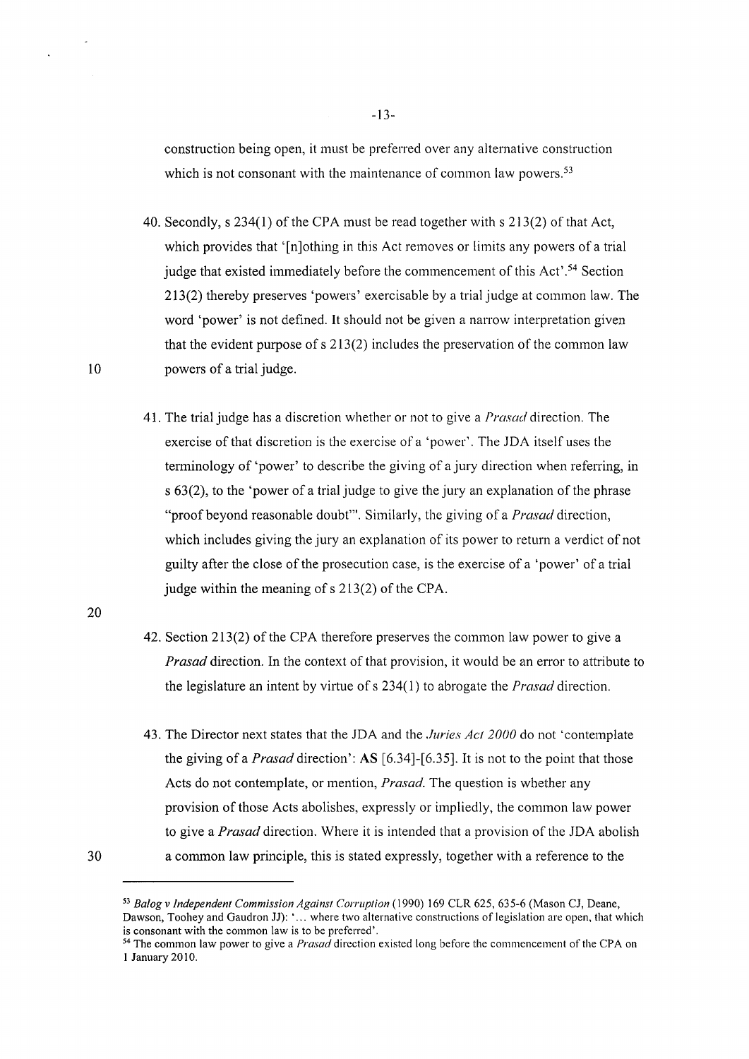construction being open, it must be preferred over any alternative construction which is not consonant with the maintenance of common law powers.[53]

40. Secondly, s 234(1) of the CPA must be read together with s 213(2) of that Act, which provides that '[n]othing in this Act removes or limits any powers of a trial judge that existed immediately before the commencement of this Act'.[54] Section 213(2) thereby preserves 'powers' exercisable by a trial judge at common law. The word 'power' is not defined. It should not be given a narrow interpretation given that the evident purpose of s 213(2) includes the preservation of the common law powers of a trial judge.

41. The trial judge has a discretion whether or not to give a *Prasad* direction. The exercise of that discretion is the exercise of a 'power'. The JDA itself uses the terminology of 'power' to describe the giving of a jury direction when referring, in s 63(2), to the 'power of a trial judge to give the jury an explanation of the phrase "proof beyond reasonable doubt"'. Similarly, the giving of a *Prasad* direction, which includes giving the jury an explanation of its power to return a verdict of not guilty after the close of the prosecution case, is the exercise of a 'power' of a trial judge within the meaning of s 213(2) of the CPA.

42. Section 213(2) of the CPA therefore preserves the common law power to give a *Prasad* direction. In the context of that provision, it would be an error to attribute to the legislature an intent by virtue of s 234(1) to abrogate the *Prasad* direction.

43. The Director next states that the JDA and the *Juries Act 2000* do not 'contemplate the giving of a *Prasad* direction': **AS** [6.34]-[6.35]. It is not to the point that those Acts do not contemplate, or mention, *Prasad*. The question is whether any provision of those Acts abolishes, expressly or impliedly, the common law power to give a *Prasad* direction. Where it is intended that a provision of the JDA abolish a common law principle, this is stated expressly, together with a reference to the

---

[53] *Balog v Independent Commission Against Corruption* (1990) 169 CLR 625, 635-6 (Mason CJ, Deane, Dawson, Toohey and Gaudron JJ): '... where two alternative constructions of legislation are open, that which is consonant with the common law is to be preferred'.

[54] The common law power to give a *Prasad* direction existed long before the commencement of the CPA on 1 January 2010.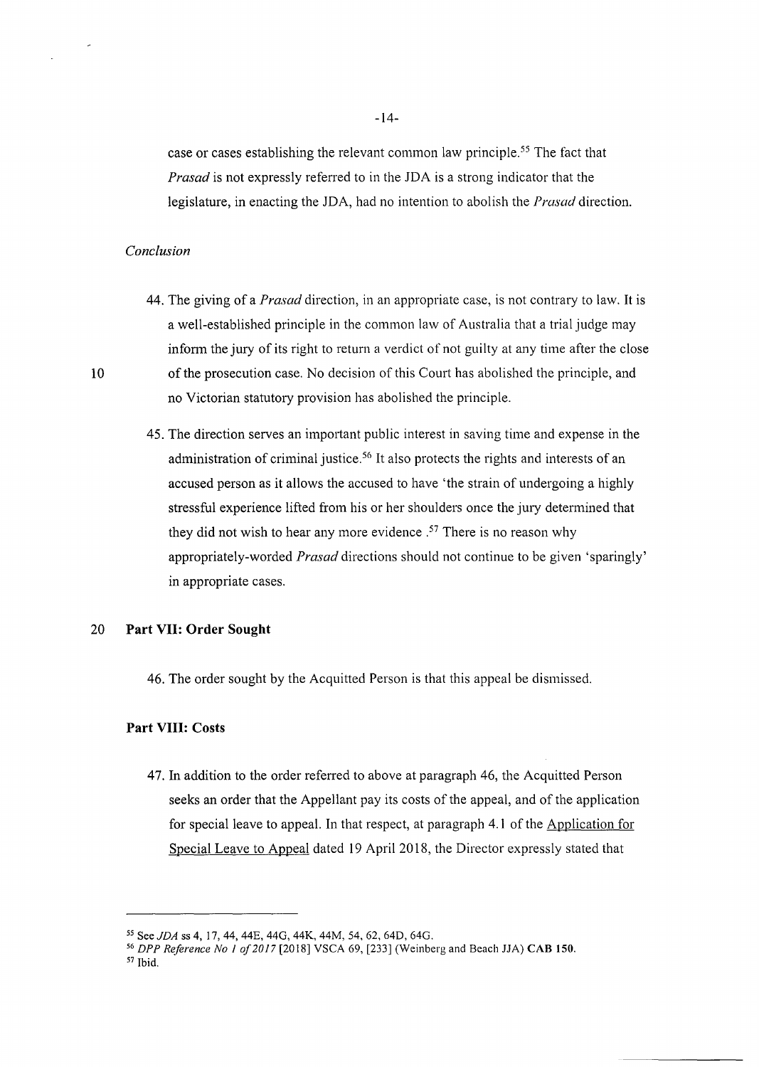case or cases establishing the relevant common law principle.[55] The fact that *Prasad* is not expressly referred to in the JDA is a strong indicator that the legislature, in enacting the JDA, had no intention to abolish the *Prasad* direction.

*Conclusion*

44. The giving of a *Prasad* direction, in an appropriate case, is not contrary to law. It is a well-established principle in the common law of Australia that a trial judge may inform the jury of its right to return a verdict of not guilty at any time after the close of the prosecution case. No decision of this Court has abolished the principle, and no Victorian statutory provision has abolished the principle.

45. The direction serves an important public interest in saving time and expense in the administration of criminal justice.[56] It also protects the rights and interests of an accused person as it allows the accused to have 'the strain of undergoing a highly stressful experience lifted from his or her shoulders once the jury determined that they did not wish to hear any more evidence .[57] There is no reason why appropriately-worded *Prasad* directions should not continue to be given 'sparingly' in appropriate cases.

**Part VII: Order Sought**

46. The order sought by the Acquitted Person is that this appeal be dismissed.

**Part VIII: Costs**

47. In addition to the order referred to above at paragraph 46, the Acquitted Person seeks an order that the Appellant pay its costs of the appeal, and of the application for special leave to appeal. In that respect, at paragraph 4.1 of the Application for Special Leave to Appeal dated 19 April 2018, the Director expressly stated that

---

[55] See *JDA* ss 4, 17, 44, 44E, 44G, 44K, 44M, 54, 62, 64D, 64G.

[56] *DPP Reference No 1 of 2017* [2018] VSCA 69, [233] (Weinberg and Beach JJA) **CAB 150**.

[57] Ibid.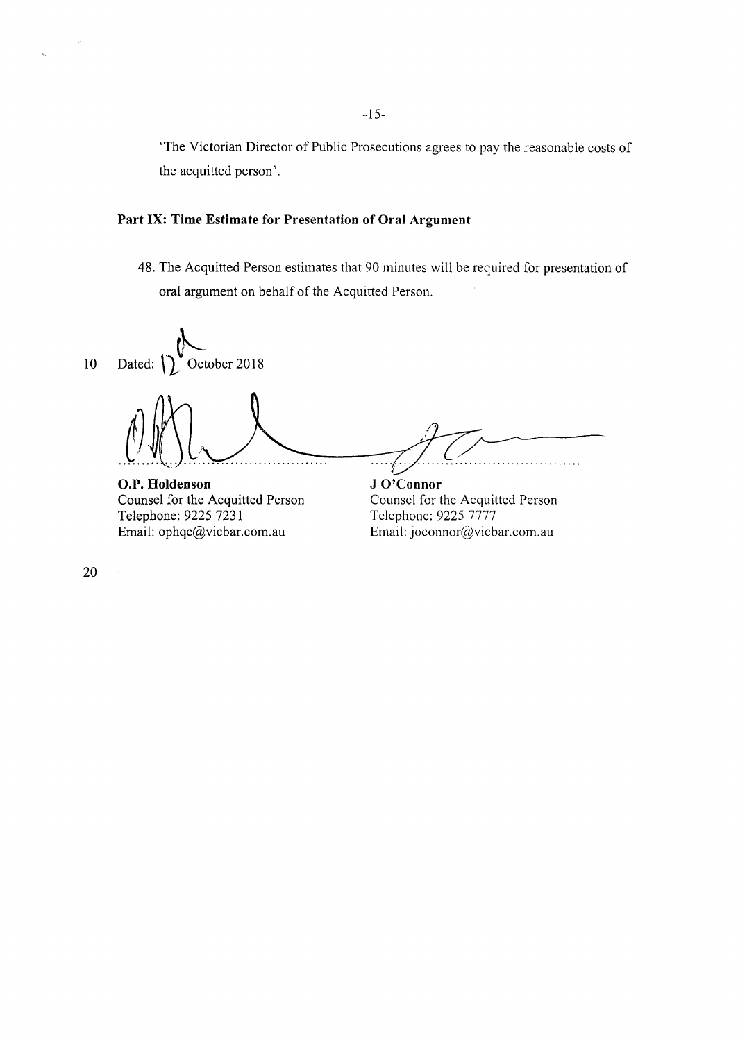'The Victorian Director of Public Prosecutions agrees to pay the reasonable costs of the acquitted person'.

## Part IX: Time Estimate for Presentation of Oral Argument

48. The Acquitted Person estimates that 90 minutes will be required for presentation of oral argument on behalf of the Acquitted Person.

Dated: 12 October 2018

**O.P. Holdenson**
Counsel for the Acquitted Person
Telephone: 9225 7231
Email: ophqc@vicbar.com.au

**J O'Connor**
Counsel for the Acquitted Person
Telephone: 9225 7777
Email: joconnor@vicbar.com.au